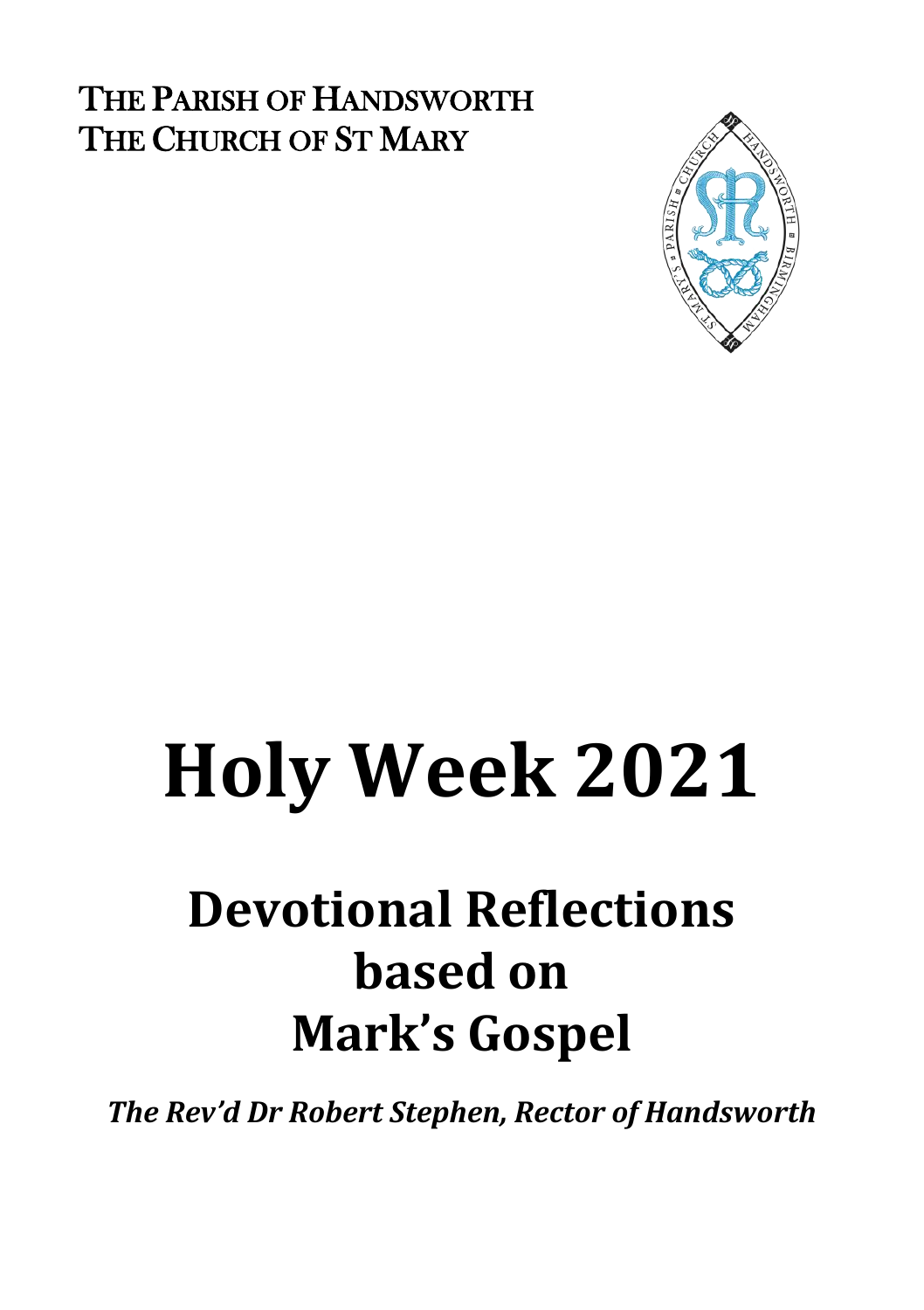THE PARISH OF HANDSWORTH
THE CHURCH OF ST MARY

# Holy Week 2021

## Devotional Reflections based on Mark's Gospel

***The Rev'd Dr Robert Stephen, Rector of Handsworth***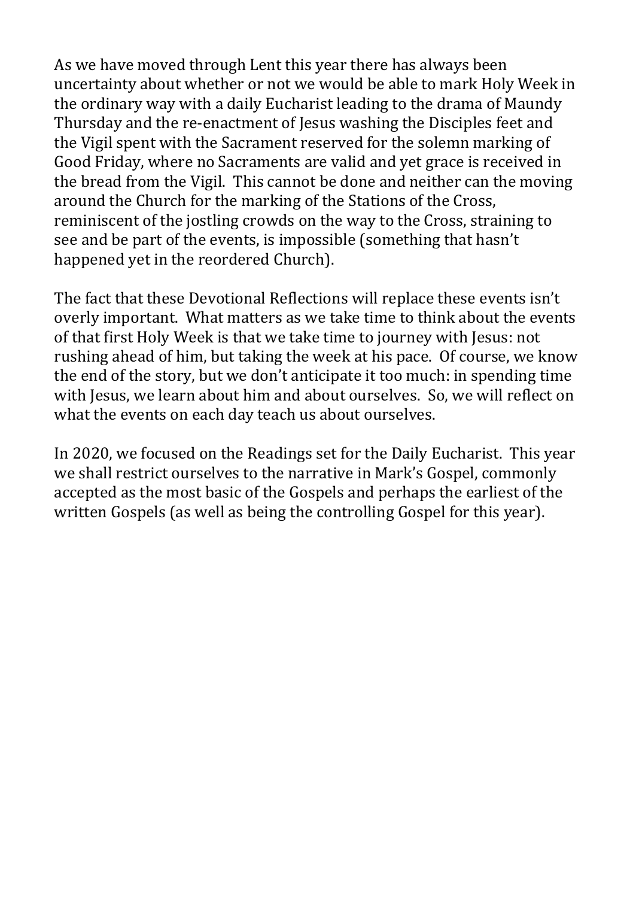As we have moved through Lent this year there has always been uncertainty about whether or not we would be able to mark Holy Week in the ordinary way with a daily Eucharist leading to the drama of Maundy Thursday and the re-enactment of Jesus washing the Disciples feet and the Vigil spent with the Sacrament reserved for the solemn marking of Good Friday, where no Sacraments are valid and yet grace is received in the bread from the Vigil. This cannot be done and neither can the moving around the Church for the marking of the Stations of the Cross, reminiscent of the jostling crowds on the way to the Cross, straining to see and be part of the events, is impossible (something that hasn't happened yet in the reordered Church).

The fact that these Devotional Reflections will replace these events isn't overly important. What matters as we take time to think about the events of that first Holy Week is that we take time to journey with Jesus: not rushing ahead of him, but taking the week at his pace. Of course, we know the end of the story, but we don't anticipate it too much: in spending time with Jesus, we learn about him and about ourselves. So, we will reflect on what the events on each day teach us about ourselves.

In 2020, we focused on the Readings set for the Daily Eucharist. This year we shall restrict ourselves to the narrative in Mark's Gospel, commonly accepted as the most basic of the Gospels and perhaps the earliest of the written Gospels (as well as being the controlling Gospel for this year).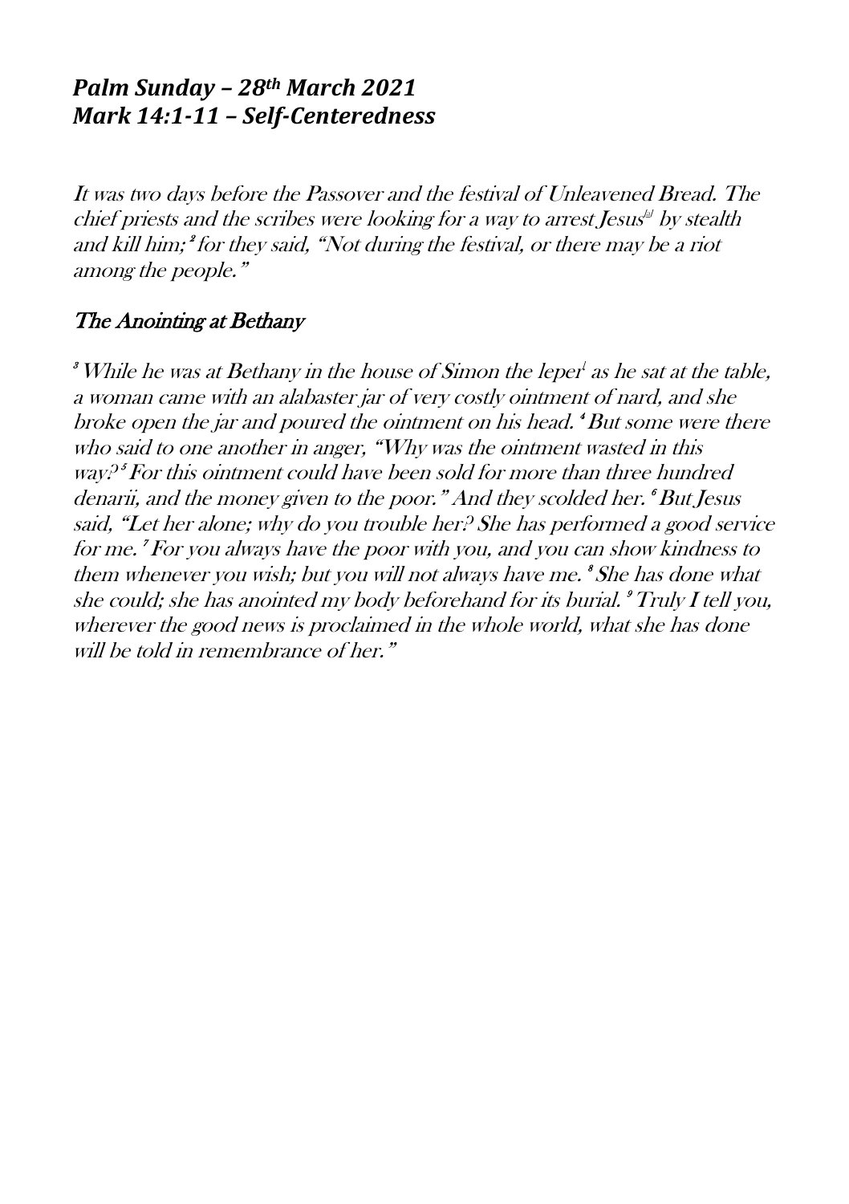## *Palm Sunday – 28th March 2021*
## *Mark 14:1-11 – Self-Centeredness*

*It was two days before the Passover and the festival of Unleavened Bread. The chief priests and the scribes were looking for a way to arrest Jesus[a] by stealth and kill him; [2] for they said, "Not during the festival, or there may be a riot among the people."*

### *The Anointing at Bethany*

*[3] While he was at Bethany in the house of Simon the leper[ ] as he sat at the table, a woman came with an alabaster jar of very costly ointment of nard, and she broke open the jar and poured the ointment on his head. [4] But some were there who said to one another in anger, "Why was the ointment wasted in this way? [5] For this ointment could have been sold for more than three hundred denarii, and the money given to the poor." And they scolded her. [6] But Jesus said, "Let her alone; why do you trouble her? She has performed a good service for me. [7] For you always have the poor with you, and you can show kindness to them whenever you wish; but you will not always have me. [8] She has done what she could; she has anointed my body beforehand for its burial. [9] Truly I tell you, wherever the good news is proclaimed in the whole world, what she has done will be told in remembrance of her."*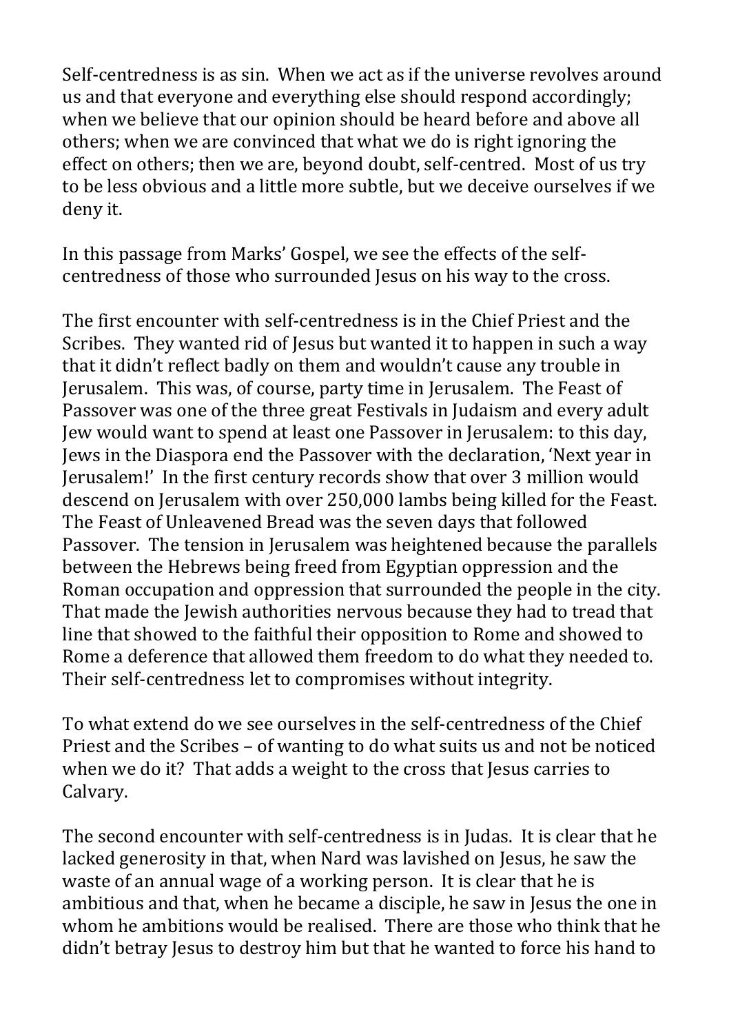Self-centredness is as sin. When we act as if the universe revolves around us and that everyone and everything else should respond accordingly; when we believe that our opinion should be heard before and above all others; when we are convinced that what we do is right ignoring the effect on others; then we are, beyond doubt, self-centred. Most of us try to be less obvious and a little more subtle, but we deceive ourselves if we deny it.

In this passage from Marks' Gospel, we see the effects of the self-centredness of those who surrounded Jesus on his way to the cross.

The first encounter with self-centredness is in the Chief Priest and the Scribes. They wanted rid of Jesus but wanted it to happen in such a way that it didn't reflect badly on them and wouldn't cause any trouble in Jerusalem. This was, of course, party time in Jerusalem. The Feast of Passover was one of the three great Festivals in Judaism and every adult Jew would want to spend at least one Passover in Jerusalem: to this day, Jews in the Diaspora end the Passover with the declaration, 'Next year in Jerusalem!' In the first century records show that over 3 million would descend on Jerusalem with over 250,000 lambs being killed for the Feast. The Feast of Unleavened Bread was the seven days that followed Passover. The tension in Jerusalem was heightened because the parallels between the Hebrews being freed from Egyptian oppression and the Roman occupation and oppression that surrounded the people in the city. That made the Jewish authorities nervous because they had to tread that line that showed to the faithful their opposition to Rome and showed to Rome a deference that allowed them freedom to do what they needed to. Their self-centredness let to compromises without integrity.

To what extend do we see ourselves in the self-centredness of the Chief Priest and the Scribes – of wanting to do what suits us and not be noticed when we do it? That adds a weight to the cross that Jesus carries to Calvary.

The second encounter with self-centredness is in Judas. It is clear that he lacked generosity in that, when Nard was lavished on Jesus, he saw the waste of an annual wage of a working person. It is clear that he is ambitious and that, when he became a disciple, he saw in Jesus the one in whom he ambitions would be realised. There are those who think that he didn't betray Jesus to destroy him but that he wanted to force his hand to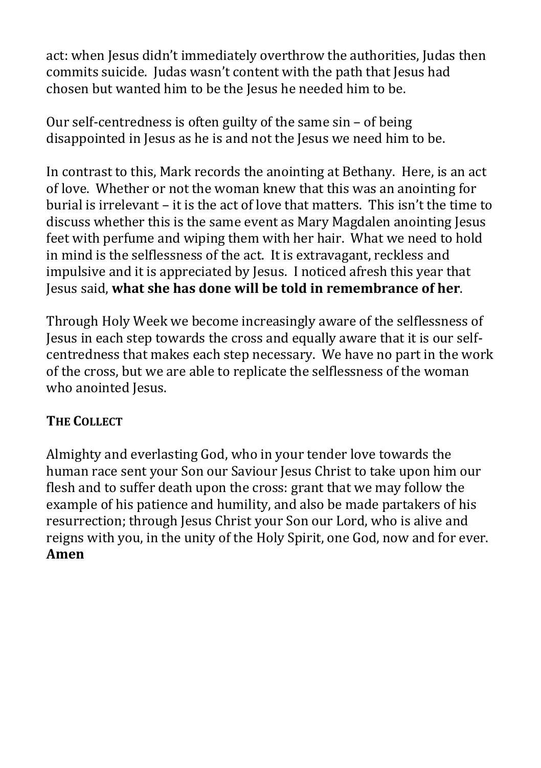act: when Jesus didn't immediately overthrow the authorities, Judas then commits suicide. Judas wasn't content with the path that Jesus had chosen but wanted him to be the Jesus he needed him to be.

Our self-centredness is often guilty of the same sin – of being disappointed in Jesus as he is and not the Jesus we need him to be.

In contrast to this, Mark records the anointing at Bethany. Here, is an act of love. Whether or not the woman knew that this was an anointing for burial is irrelevant – it is the act of love that matters. This isn't the time to discuss whether this is the same event as Mary Magdalen anointing Jesus feet with perfume and wiping them with her hair. What we need to hold in mind is the selflessness of the act. It is extravagant, reckless and impulsive and it is appreciated by Jesus. I noticed afresh this year that Jesus said, **what she has done will be told in remembrance of her**.

Through Holy Week we become increasingly aware of the selflessness of Jesus in each step towards the cross and equally aware that it is our self-centredness that makes each step necessary. We have no part in the work of the cross, but we are able to replicate the selflessness of the woman who anointed Jesus.

**THE COLLECT**

Almighty and everlasting God, who in your tender love towards the human race sent your Son our Saviour Jesus Christ to take upon him our flesh and to suffer death upon the cross: grant that we may follow the example of his patience and humility, and also be made partakers of his resurrection; through Jesus Christ your Son our Lord, who is alive and reigns with you, in the unity of the Holy Spirit, one God, now and for ever. **Amen**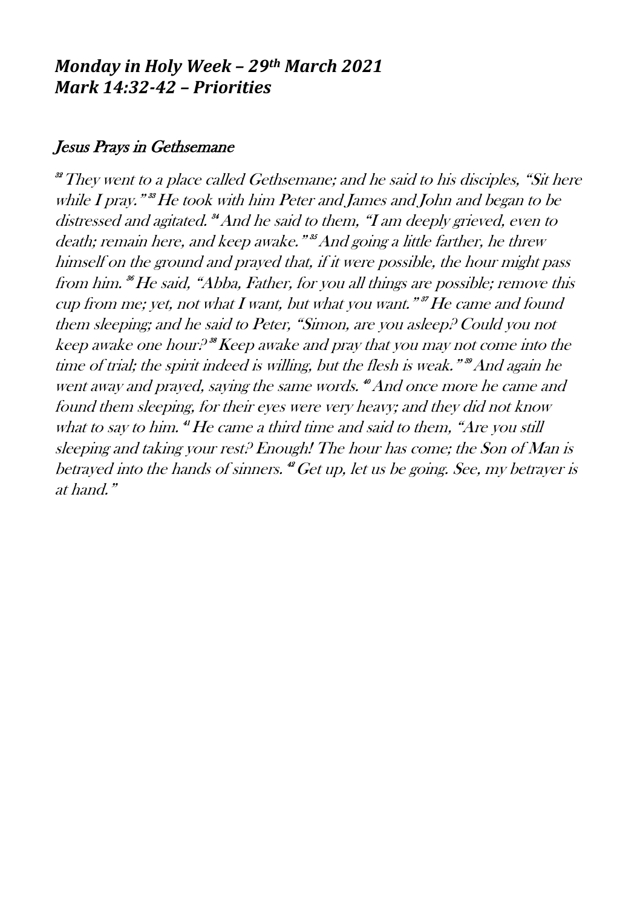## *Monday in Holy Week – 29th March 2021*
## *Mark 14:32-42 – Priorities*

### *Jesus Prays in Gethsemane*

*[32] They went to a place called Gethsemane; and he said to his disciples, "Sit here while I pray." [33] He took with him Peter and James and John and began to be distressed and agitated. [34] And he said to them, "I am deeply grieved, even to death; remain here, and keep awake." [35] And going a little farther, he threw himself on the ground and prayed that, if it were possible, the hour might pass from him. [36] He said, "Abba, Father, for you all things are possible; remove this cup from me; yet, not what I want, but what you want." [37] He came and found them sleeping; and he said to Peter, "Simon, are you asleep? Could you not keep awake one hour? [38] Keep awake and pray that you may not come into the time of trial; the spirit indeed is willing, but the flesh is weak." [39] And again he went away and prayed, saying the same words. [40] And once more he came and found them sleeping, for their eyes were very heavy; and they did not know what to say to him. [41] He came a third time and said to them, "Are you still sleeping and taking your rest? Enough! The hour has come; the Son of Man is betrayed into the hands of sinners. [42] Get up, let us be going. See, my betrayer is at hand."*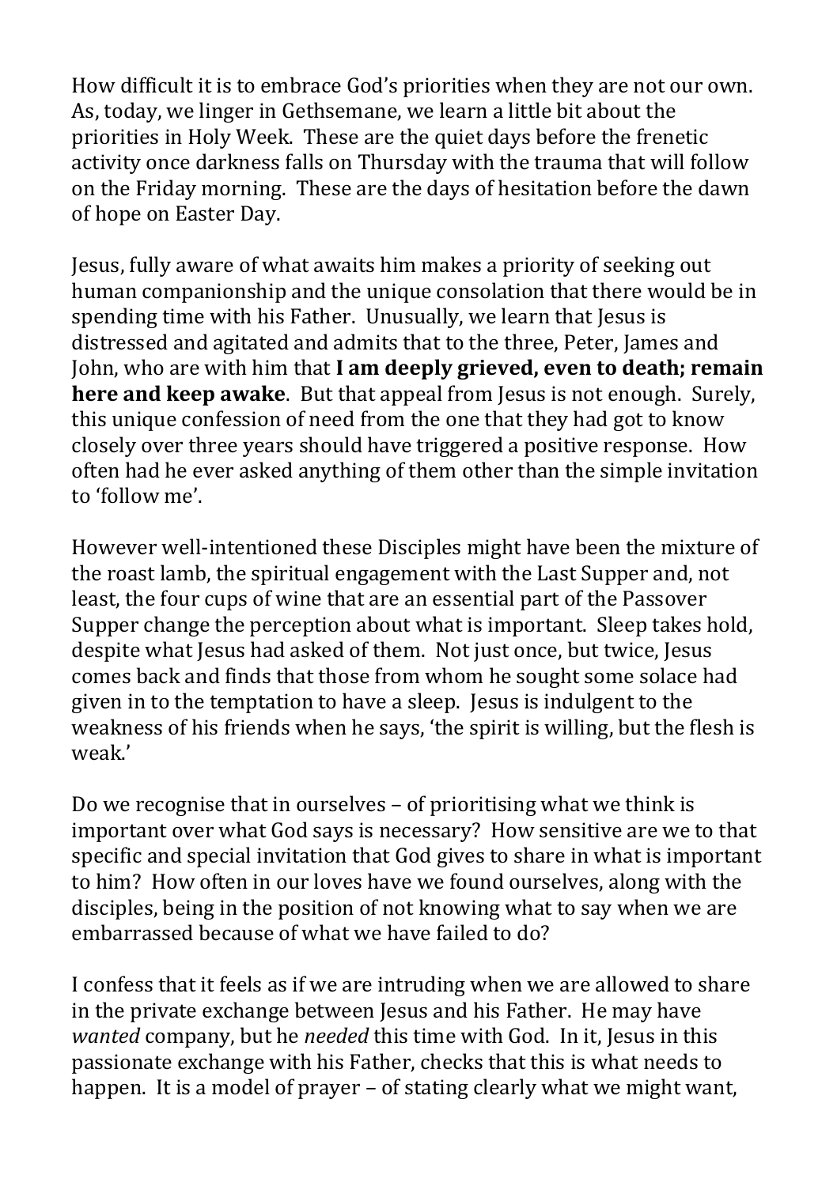How difficult it is to embrace God's priorities when they are not our own. As, today, we linger in Gethsemane, we learn a little bit about the priorities in Holy Week. These are the quiet days before the frenetic activity once darkness falls on Thursday with the trauma that will follow on the Friday morning. These are the days of hesitation before the dawn of hope on Easter Day.

Jesus, fully aware of what awaits him makes a priority of seeking out human companionship and the unique consolation that there would be in spending time with his Father. Unusually, we learn that Jesus is distressed and agitated and admits that to the three, Peter, James and John, who are with him that **I am deeply grieved, even to death; remain here and keep awake**. But that appeal from Jesus is not enough. Surely, this unique confession of need from the one that they had got to know closely over three years should have triggered a positive response. How often had he ever asked anything of them other than the simple invitation to 'follow me'.

However well-intentioned these Disciples might have been the mixture of the roast lamb, the spiritual engagement with the Last Supper and, not least, the four cups of wine that are an essential part of the Passover Supper change the perception about what is important. Sleep takes hold, despite what Jesus had asked of them. Not just once, but twice, Jesus comes back and finds that those from whom he sought some solace had given in to the temptation to have a sleep. Jesus is indulgent to the weakness of his friends when he says, 'the spirit is willing, but the flesh is weak.'

Do we recognise that in ourselves – of prioritising what we think is important over what God says is necessary? How sensitive are we to that specific and special invitation that God gives to share in what is important to him? How often in our loves have we found ourselves, along with the disciples, being in the position of not knowing what to say when we are embarrassed because of what we have failed to do?

I confess that it feels as if we are intruding when we are allowed to share in the private exchange between Jesus and his Father. He may have *wanted* company, but he *needed* this time with God. In it, Jesus in this passionate exchange with his Father, checks that this is what needs to happen. It is a model of prayer – of stating clearly what we might want,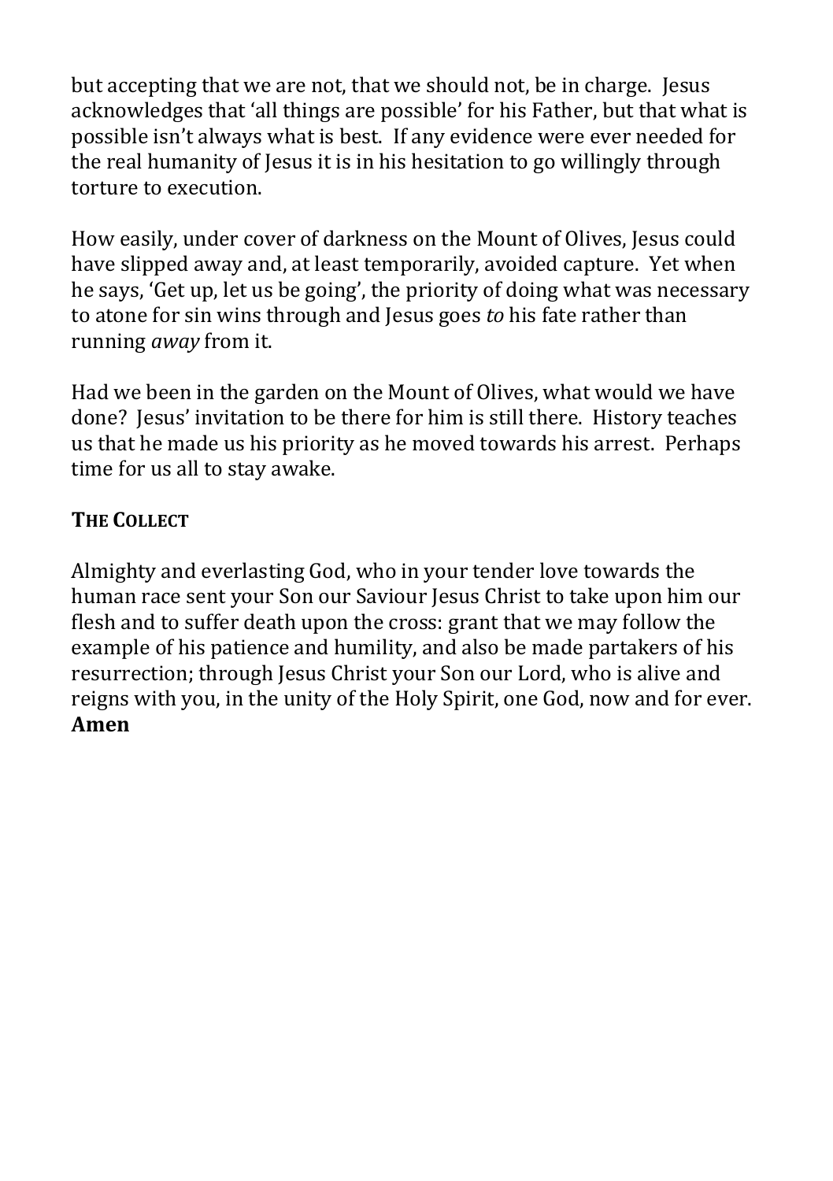but accepting that we are not, that we should not, be in charge. Jesus acknowledges that 'all things are possible' for his Father, but that what is possible isn't always what is best. If any evidence were ever needed for the real humanity of Jesus it is in his hesitation to go willingly through torture to execution.

How easily, under cover of darkness on the Mount of Olives, Jesus could have slipped away and, at least temporarily, avoided capture. Yet when he says, 'Get up, let us be going', the priority of doing what was necessary to atone for sin wins through and Jesus goes *to* his fate rather than running *away* from it.

Had we been in the garden on the Mount of Olives, what would we have done? Jesus' invitation to be there for him is still there. History teaches us that he made us his priority as he moved towards his arrest. Perhaps time for us all to stay awake.

**THE COLLECT**

Almighty and everlasting God, who in your tender love towards the human race sent your Son our Saviour Jesus Christ to take upon him our flesh and to suffer death upon the cross: grant that we may follow the example of his patience and humility, and also be made partakers of his resurrection; through Jesus Christ your Son our Lord, who is alive and reigns with you, in the unity of the Holy Spirit, one God, now and for ever.
**Amen**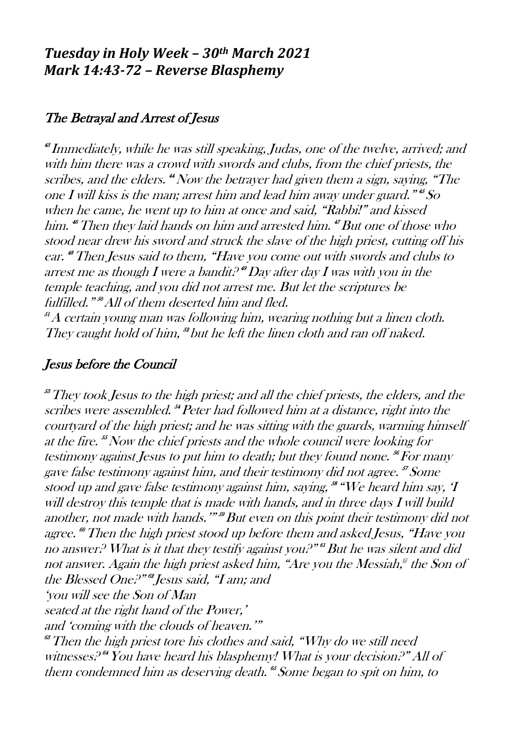## *Tuesday in Holy Week – 30th March 2021*
## *Mark 14:43-72 – Reverse Blasphemy*

### *The Betrayal and Arrest of Jesus*

*[43] Immediately, while he was still speaking, Judas, one of the twelve, arrived; and with him there was a crowd with swords and clubs, from the chief priests, the scribes, and the elders. [44] Now the betrayer had given them a sign, saying, "The one I will kiss is the man; arrest him and lead him away under guard." [45] So when he came, he went up to him at once and said, "Rabbi!" and kissed him. [46] Then they laid hands on him and arrested him. [47] But one of those who stood near drew his sword and struck the slave of the high priest, cutting off his ear. [48] Then Jesus said to them, "Have you come out with swords and clubs to arrest me as though I were a bandit? [49] Day after day I was with you in the temple teaching, and you did not arrest me. But let the scriptures be fulfilled." [50] All of them deserted him and fled.*

*[51] A certain young man was following him, wearing nothing but a linen cloth. They caught hold of him, [52] but he left the linen cloth and ran off naked.*

### *Jesus before the Council*

*[53] They took Jesus to the high priest; and all the chief priests, the elders, and the scribes were assembled. [54] Peter had followed him at a distance, right into the courtyard of the high priest; and he was sitting with the guards, warming himself at the fire. [55] Now the chief priests and the whole council were looking for testimony against Jesus to put him to death; but they found none. [56] For many gave false testimony against him, and their testimony did not agree. [57] Some stood up and gave false testimony against him, saying, [58] "We heard him say, 'I will destroy this temple that is made with hands, and in three days I will build another, not made with hands.'" [59] But even on this point their testimony did not agree. [60] Then the high priest stood up before them and asked Jesus, "Have you no answer? What is it that they testify against you?" [61] But he was silent and did not answer. Again the high priest asked him, "Are you the Messiah,[j] the Son of the Blessed One?" [62] Jesus said, "I am; and*
*'you will see the Son of Man*
*seated at the right hand of the Power,'*
*and 'coming with the clouds of heaven.'"*
*[63] Then the high priest tore his clothes and said, "Why do we still need witnesses? [64] You have heard his blasphemy! What is your decision?" All of them condemned him as deserving death. [65] Some began to spit on him, to*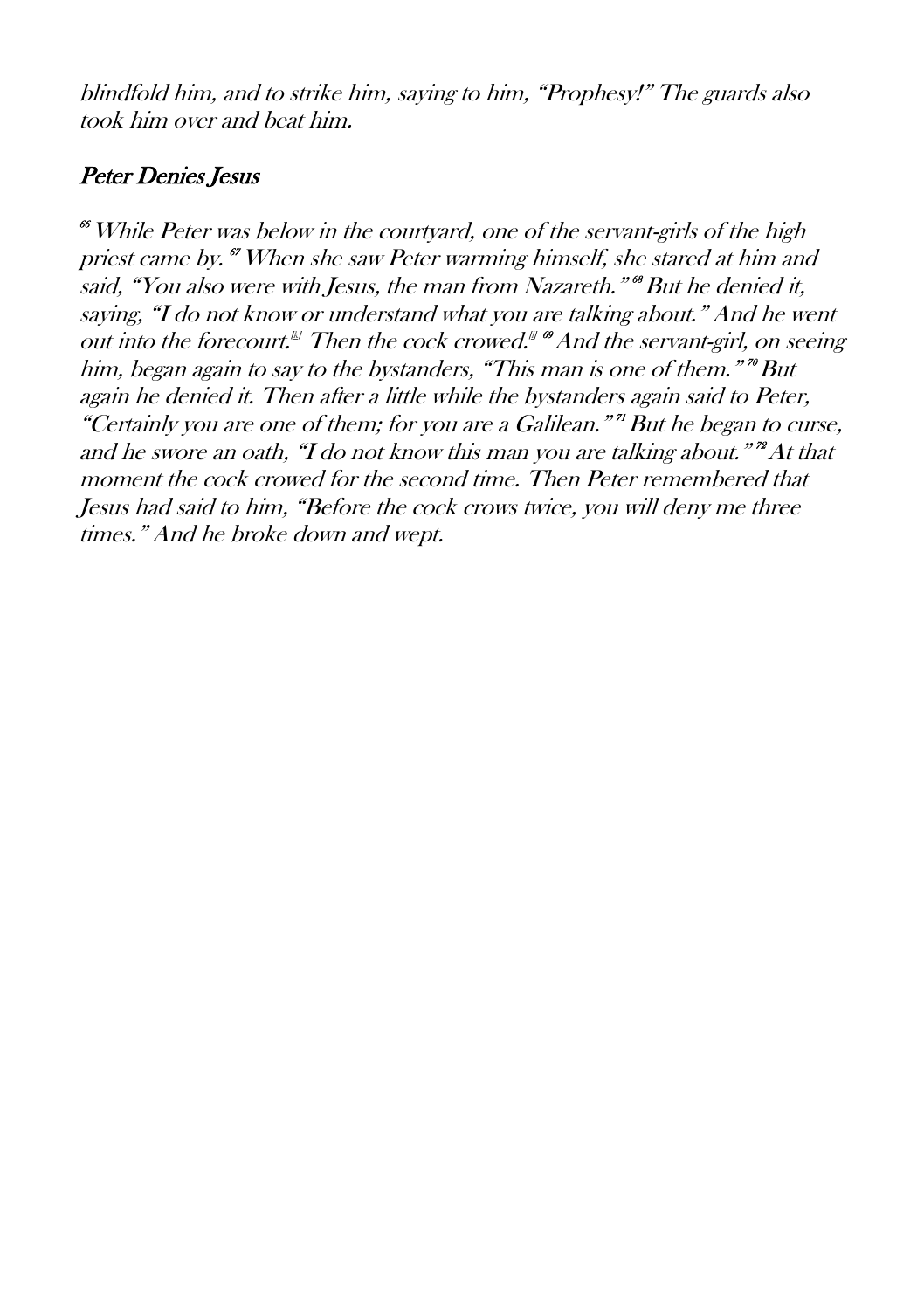*blindfold him, and to strike him, saying to him, "Prophesy!" The guards also took him over and beat him.*

### *Peter Denies Jesus*

*[66] While Peter was below in the courtyard, one of the servant-girls of the high priest came by. [67] When she saw Peter warming himself, she stared at him and said, "You also were with Jesus, the man from Nazareth." [68] But he denied it, saying, "I do not know or understand what you are talking about." And he went out into the forecourt.[k] Then the cock crowed.[l] [69] And the servant-girl, on seeing him, began again to say to the bystanders, "This man is one of them." [70] But again he denied it. Then after a little while the bystanders again said to Peter, "Certainly you are one of them; for you are a Galilean." [71] But he began to curse, and he swore an oath, "I do not know this man you are talking about." [72] At that moment the cock crowed for the second time. Then Peter remembered that Jesus had said to him, "Before the cock crows twice, you will deny me three times." And he broke down and wept.*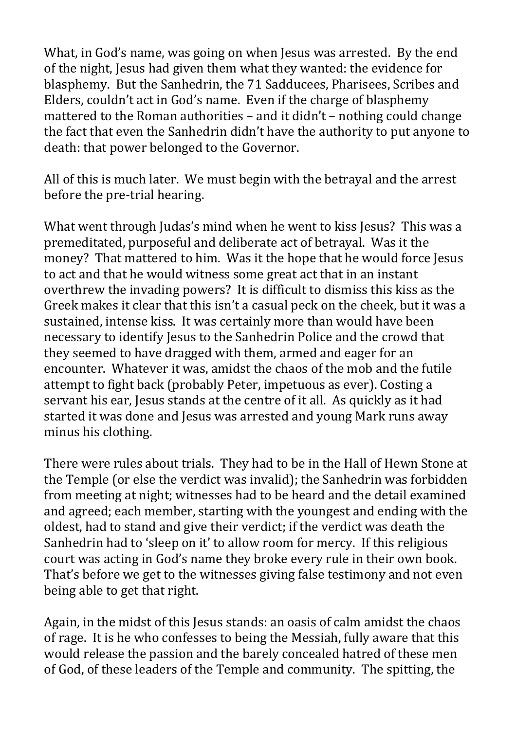What, in God's name, was going on when Jesus was arrested. By the end of the night, Jesus had given them what they wanted: the evidence for blasphemy. But the Sanhedrin, the 71 Sadducees, Pharisees, Scribes and Elders, couldn't act in God's name. Even if the charge of blasphemy mattered to the Roman authorities – and it didn't – nothing could change the fact that even the Sanhedrin didn't have the authority to put anyone to death: that power belonged to the Governor.

All of this is much later. We must begin with the betrayal and the arrest before the pre-trial hearing.

What went through Judas's mind when he went to kiss Jesus? This was a premeditated, purposeful and deliberate act of betrayal. Was it the money? That mattered to him. Was it the hope that he would force Jesus to act and that he would witness some great act that in an instant overthrew the invading powers? It is difficult to dismiss this kiss as the Greek makes it clear that this isn't a casual peck on the cheek, but it was a sustained, intense kiss. It was certainly more than would have been necessary to identify Jesus to the Sanhedrin Police and the crowd that they seemed to have dragged with them, armed and eager for an encounter. Whatever it was, amidst the chaos of the mob and the futile attempt to fight back (probably Peter, impetuous as ever). Costing a servant his ear, Jesus stands at the centre of it all. As quickly as it had started it was done and Jesus was arrested and young Mark runs away minus his clothing.

There were rules about trials. They had to be in the Hall of Hewn Stone at the Temple (or else the verdict was invalid); the Sanhedrin was forbidden from meeting at night; witnesses had to be heard and the detail examined and agreed; each member, starting with the youngest and ending with the oldest, had to stand and give their verdict; if the verdict was death the Sanhedrin had to 'sleep on it' to allow room for mercy. If this religious court was acting in God's name they broke every rule in their own book. That's before we get to the witnesses giving false testimony and not even being able to get that right.

Again, in the midst of this Jesus stands: an oasis of calm amidst the chaos of rage. It is he who confesses to being the Messiah, fully aware that this would release the passion and the barely concealed hatred of these men of God, of these leaders of the Temple and community. The spitting, the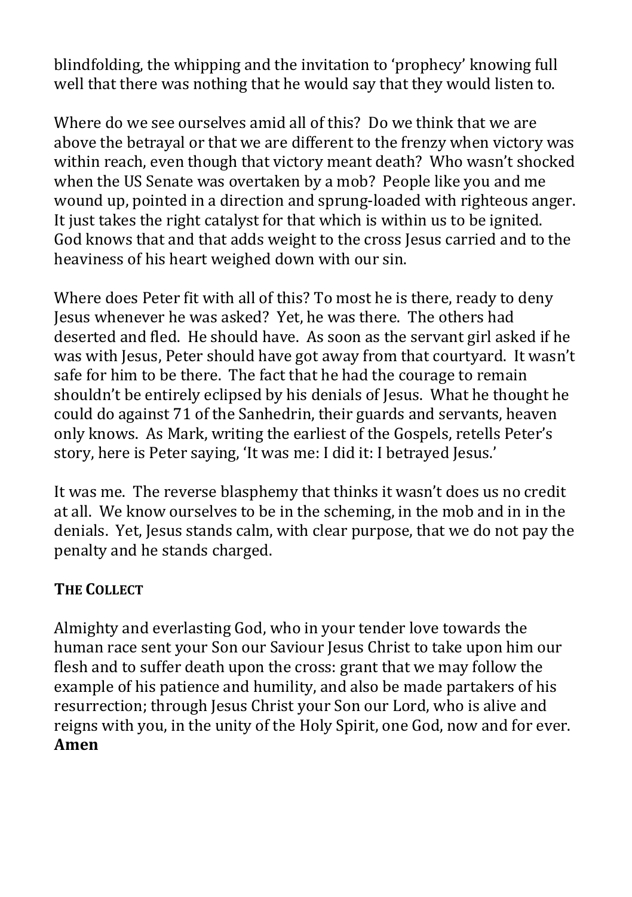blindfolding, the whipping and the invitation to 'prophecy' knowing full well that there was nothing that he would say that they would listen to.

Where do we see ourselves amid all of this? Do we think that we are above the betrayal or that we are different to the frenzy when victory was within reach, even though that victory meant death? Who wasn't shocked when the US Senate was overtaken by a mob? People like you and me wound up, pointed in a direction and sprung-loaded with righteous anger. It just takes the right catalyst for that which is within us to be ignited. God knows that and that adds weight to the cross Jesus carried and to the heaviness of his heart weighed down with our sin.

Where does Peter fit with all of this? To most he is there, ready to deny Jesus whenever he was asked? Yet, he was there. The others had deserted and fled. He should have. As soon as the servant girl asked if he was with Jesus, Peter should have got away from that courtyard. It wasn't safe for him to be there. The fact that he had the courage to remain shouldn't be entirely eclipsed by his denials of Jesus. What he thought he could do against 71 of the Sanhedrin, their guards and servants, heaven only knows. As Mark, writing the earliest of the Gospels, retells Peter's story, here is Peter saying, 'It was me: I did it: I betrayed Jesus.'

It was me. The reverse blasphemy that thinks it wasn't does us no credit at all. We know ourselves to be in the scheming, in the mob and in in the denials. Yet, Jesus stands calm, with clear purpose, that we do not pay the penalty and he stands charged.

## THE COLLECT

Almighty and everlasting God, who in your tender love towards the human race sent your Son our Saviour Jesus Christ to take upon him our flesh and to suffer death upon the cross: grant that we may follow the example of his patience and humility, and also be made partakers of his resurrection; through Jesus Christ your Son our Lord, who is alive and reigns with you, in the unity of the Holy Spirit, one God, now and for ever.
**Amen**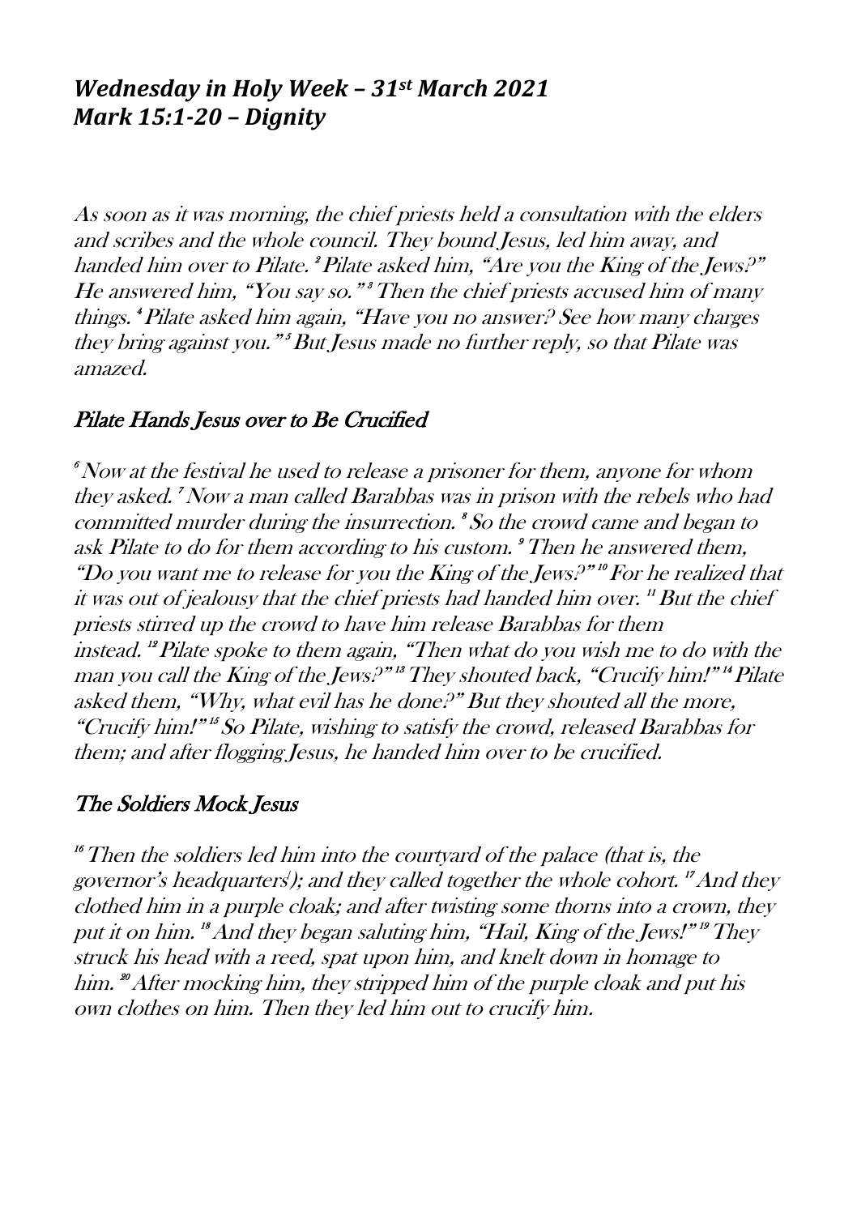## *Wednesday in Holy Week – 31st March 2021*
## *Mark 15:1-20 – Dignity*

*As soon as it was morning, the chief priests held a consultation with the elders and scribes and the whole council. They bound Jesus, led him away, and handed him over to Pilate. [2] Pilate asked him, "Are you the King of the Jews?" He answered him, "You say so." [3] Then the chief priests accused him of many things. [4] Pilate asked him again, "Have you no answer? See how many charges they bring against you." [5] But Jesus made no further reply, so that Pilate was amazed.*

### *Pilate Hands Jesus over to Be Crucified*

*[6] Now at the festival he used to release a prisoner for them, anyone for whom they asked. [7] Now a man called Barabbas was in prison with the rebels who had committed murder during the insurrection. [8] So the crowd came and began to ask Pilate to do for them according to his custom. [9] Then he answered them, "Do you want me to release for you the King of the Jews?" [10] For he realized that it was out of jealousy that the chief priests had handed him over. [11] But the chief priests stirred up the crowd to have him release Barabbas for them instead. [12] Pilate spoke to them again, "Then what do you wish me to do with the man you call the King of the Jews?" [13] They shouted back, "Crucify him!" [14] Pilate asked them, "Why, what evil has he done?" But they shouted all the more, "Crucify him!" [15] So Pilate, wishing to satisfy the crowd, released Barabbas for them; and after flogging Jesus, he handed him over to be crucified.*

### *The Soldiers Mock Jesus*

*[16] Then the soldiers led him into the courtyard of the palace (that is, the governor's headquarters); and they called together the whole cohort. [17] And they clothed him in a purple cloak; and after twisting some thorns into a crown, they put it on him. [18] And they began saluting him, "Hail, King of the Jews!" [19] They struck his head with a reed, spat upon him, and knelt down in homage to him. [20] After mocking him, they stripped him of the purple cloak and put his own clothes on him. Then they led him out to crucify him.*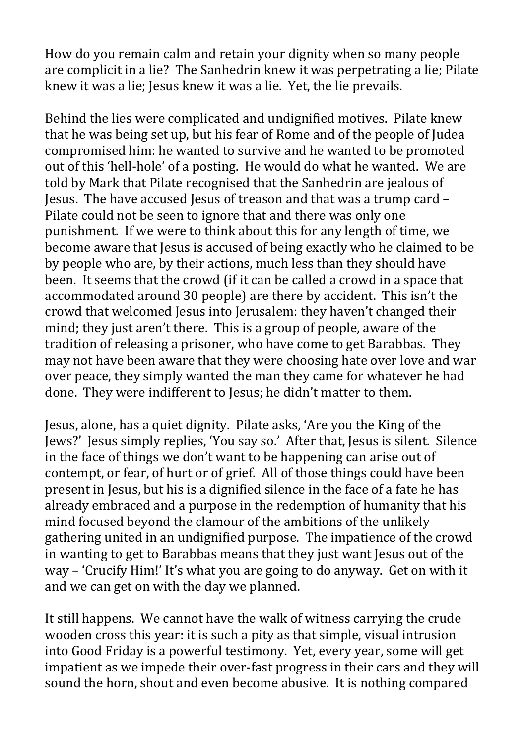How do you remain calm and retain your dignity when so many people are complicit in a lie? The Sanhedrin knew it was perpetrating a lie; Pilate knew it was a lie; Jesus knew it was a lie. Yet, the lie prevails.

Behind the lies were complicated and undignified motives. Pilate knew that he was being set up, but his fear of Rome and of the people of Judea compromised him: he wanted to survive and he wanted to be promoted out of this 'hell-hole' of a posting. He would do what he wanted. We are told by Mark that Pilate recognised that the Sanhedrin are jealous of Jesus. The have accused Jesus of treason and that was a trump card – Pilate could not be seen to ignore that and there was only one punishment. If we were to think about this for any length of time, we become aware that Jesus is accused of being exactly who he claimed to be by people who are, by their actions, much less than they should have been. It seems that the crowd (if it can be called a crowd in a space that accommodated around 30 people) are there by accident. This isn't the crowd that welcomed Jesus into Jerusalem: they haven't changed their mind; they just aren't there. This is a group of people, aware of the tradition of releasing a prisoner, who have come to get Barabbas. They may not have been aware that they were choosing hate over love and war over peace, they simply wanted the man they came for whatever he had done. They were indifferent to Jesus; he didn't matter to them.

Jesus, alone, has a quiet dignity. Pilate asks, 'Are you the King of the Jews?' Jesus simply replies, 'You say so.' After that, Jesus is silent. Silence in the face of things we don't want to be happening can arise out of contempt, or fear, of hurt or of grief. All of those things could have been present in Jesus, but his is a dignified silence in the face of a fate he has already embraced and a purpose in the redemption of humanity that his mind focused beyond the clamour of the ambitions of the unlikely gathering united in an undignified purpose. The impatience of the crowd in wanting to get to Barabbas means that they just want Jesus out of the way – 'Crucify Him!' It's what you are going to do anyway. Get on with it and we can get on with the day we planned.

It still happens. We cannot have the walk of witness carrying the crude wooden cross this year: it is such a pity as that simple, visual intrusion into Good Friday is a powerful testimony. Yet, every year, some will get impatient as we impede their over-fast progress in their cars and they will sound the horn, shout and even become abusive. It is nothing compared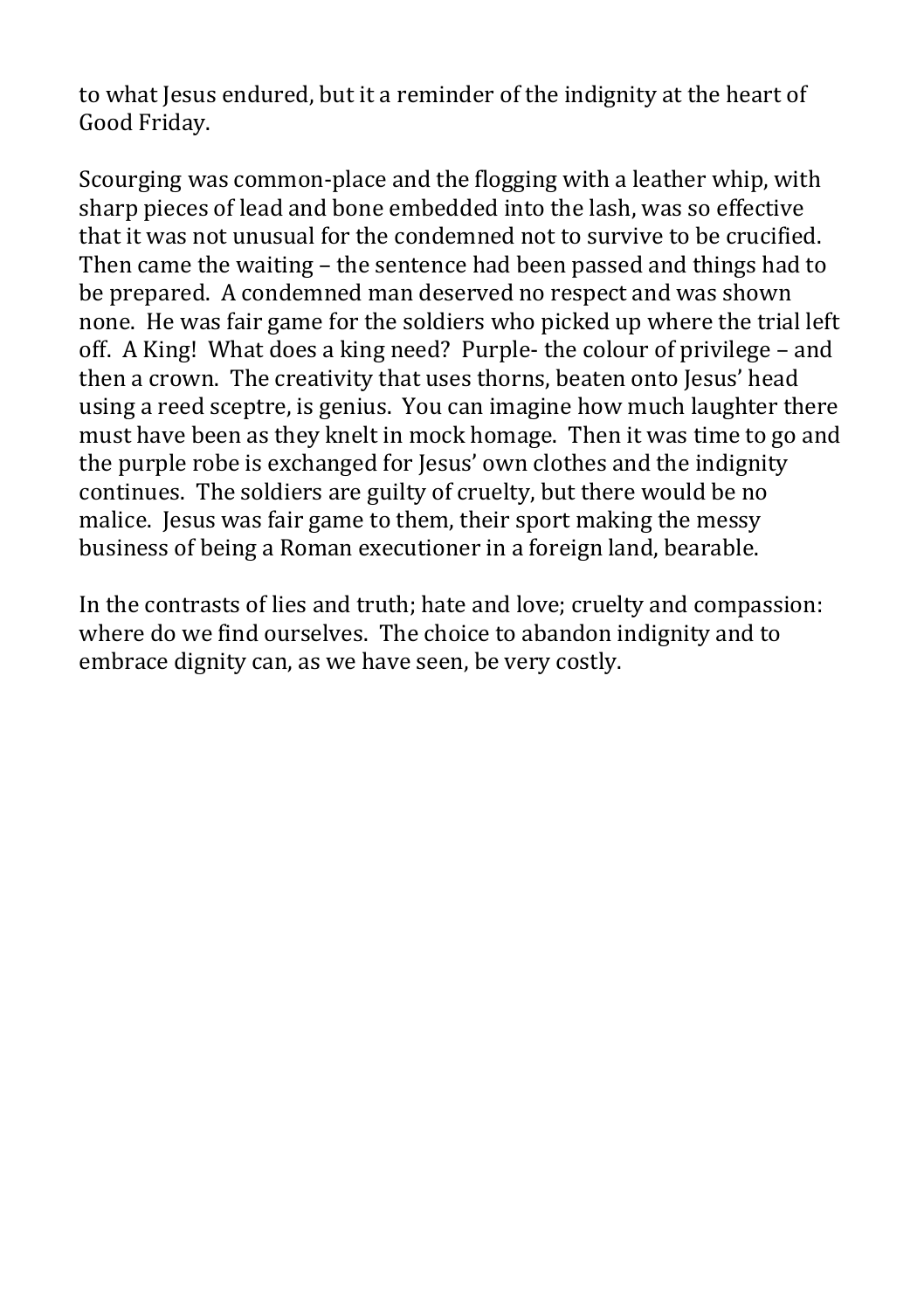to what Jesus endured, but it a reminder of the indignity at the heart of Good Friday.

Scourging was common-place and the flogging with a leather whip, with sharp pieces of lead and bone embedded into the lash, was so effective that it was not unusual for the condemned not to survive to be crucified. Then came the waiting – the sentence had been passed and things had to be prepared. A condemned man deserved no respect and was shown none. He was fair game for the soldiers who picked up where the trial left off. A King! What does a king need? Purple- the colour of privilege – and then a crown. The creativity that uses thorns, beaten onto Jesus' head using a reed sceptre, is genius. You can imagine how much laughter there must have been as they knelt in mock homage. Then it was time to go and the purple robe is exchanged for Jesus' own clothes and the indignity continues. The soldiers are guilty of cruelty, but there would be no malice. Jesus was fair game to them, their sport making the messy business of being a Roman executioner in a foreign land, bearable.

In the contrasts of lies and truth; hate and love; cruelty and compassion: where do we find ourselves. The choice to abandon indignity and to embrace dignity can, as we have seen, be very costly.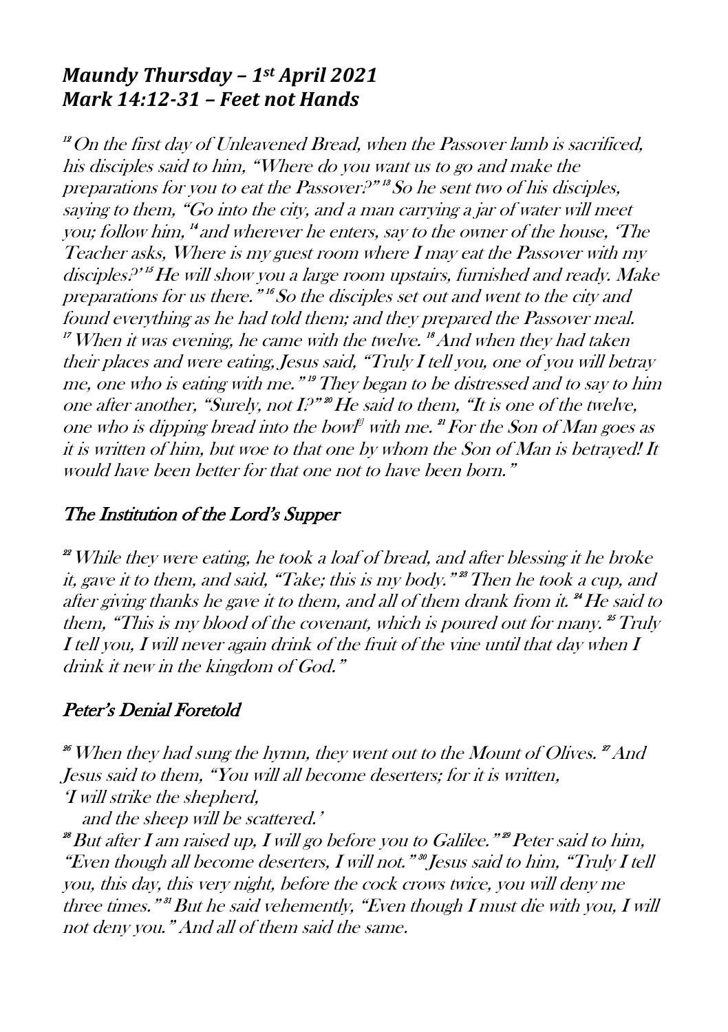## *Maundy Thursday – 1st April 2021*
## *Mark 14:12-31 – Feet not Hands*

*[12] On the first day of Unleavened Bread, when the Passover lamb is sacrificed, his disciples said to him, "Where do you want us to go and make the preparations for you to eat the Passover?" [13] So he sent two of his disciples, saying to them, "Go into the city, and a man carrying a jar of water will meet you; follow him, [14] and wherever he enters, say to the owner of the house, 'The Teacher asks, Where is my guest room where I may eat the Passover with my disciples?' [15] He will show you a large room upstairs, furnished and ready. Make preparations for us there." [16] So the disciples set out and went to the city and found everything as he had told them; and they prepared the Passover meal. [17] When it was evening, he came with the twelve. [18] And when they had taken their places and were eating, Jesus said, "Truly I tell you, one of you will betray me, one who is eating with me." [19] They began to be distressed and to say to him one after another, "Surely, not I?" [20] He said to them, "It is one of the twelve, one who is dipping bread into the bowl[j] with me. [21] For the Son of Man goes as it is written of him, but woe to that one by whom the Son of Man is betrayed! It would have been better for that one not to have been born."*

### The Institution of the Lord's Supper

*[22] While they were eating, he took a loaf of bread, and after blessing it he broke it, gave it to them, and said, "Take; this is my body." [23] Then he took a cup, and after giving thanks he gave it to them, and all of them drank from it. [24] He said to them, "This is my blood of the covenant, which is poured out for many. [25] Truly I tell you, I will never again drink of the fruit of the vine until that day when I drink it new in the kingdom of God."*

### Peter's Denial Foretold

*[26] When they had sung the hymn, they went out to the Mount of Olives. [27] And Jesus said to them, "You will all become deserters; for it is written,*
*'I will strike the shepherd,*
*and the sheep will be scattered.'*
*[28] But after I am raised up, I will go before you to Galilee." [29] Peter said to him, "Even though all become deserters, I will not." [30] Jesus said to him, "Truly I tell you, this day, this very night, before the cock crows twice, you will deny me three times." [31] But he said vehemently, "Even though I must die with you, I will not deny you." And all of them said the same.*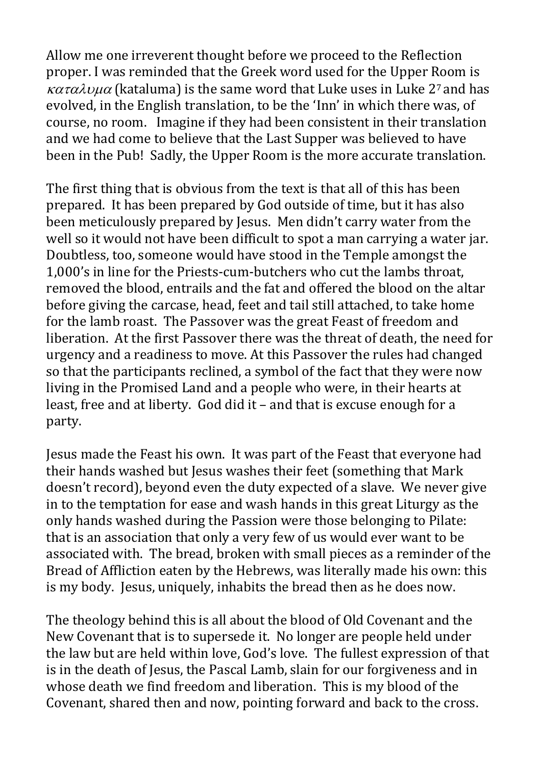Allow me one irreverent thought before we proceed to the Reflection proper. I was reminded that the Greek word used for the Upper Room is $\kappa\alpha\tau\alpha\lambda\upsilon\mu\alpha$ (kataluma) is the same word that Luke uses in Luke 2[7] and has evolved, in the English translation, to be the 'Inn' in which there was, of course, no room. Imagine if they had been consistent in their translation and we had come to believe that the Last Supper was believed to have been in the Pub! Sadly, the Upper Room is the more accurate translation.

The first thing that is obvious from the text is that all of this has been prepared. It has been prepared by God outside of time, but it has also been meticulously prepared by Jesus. Men didn't carry water from the well so it would not have been difficult to spot a man carrying a water jar. Doubtless, too, someone would have stood in the Temple amongst the 1,000's in line for the Priests-cum-butchers who cut the lambs throat, removed the blood, entrails and the fat and offered the blood on the altar before giving the carcase, head, feet and tail still attached, to take home for the lamb roast. The Passover was the great Feast of freedom and liberation. At the first Passover there was the threat of death, the need for urgency and a readiness to move. At this Passover the rules had changed so that the participants reclined, a symbol of the fact that they were now living in the Promised Land and a people who were, in their hearts at least, free and at liberty. God did it – and that is excuse enough for a party.

Jesus made the Feast his own. It was part of the Feast that everyone had their hands washed but Jesus washes their feet (something that Mark doesn't record), beyond even the duty expected of a slave. We never give in to the temptation for ease and wash hands in this great Liturgy as the only hands washed during the Passion were those belonging to Pilate: that is an association that only a very few of us would ever want to be associated with. The bread, broken with small pieces as a reminder of the Bread of Affliction eaten by the Hebrews, was literally made his own: this is my body. Jesus, uniquely, inhabits the bread then as he does now.

The theology behind this is all about the blood of Old Covenant and the New Covenant that is to supersede it. No longer are people held under the law but are held within love, God's love. The fullest expression of that is in the death of Jesus, the Pascal Lamb, slain for our forgiveness and in whose death we find freedom and liberation. This is my blood of the Covenant, shared then and now, pointing forward and back to the cross.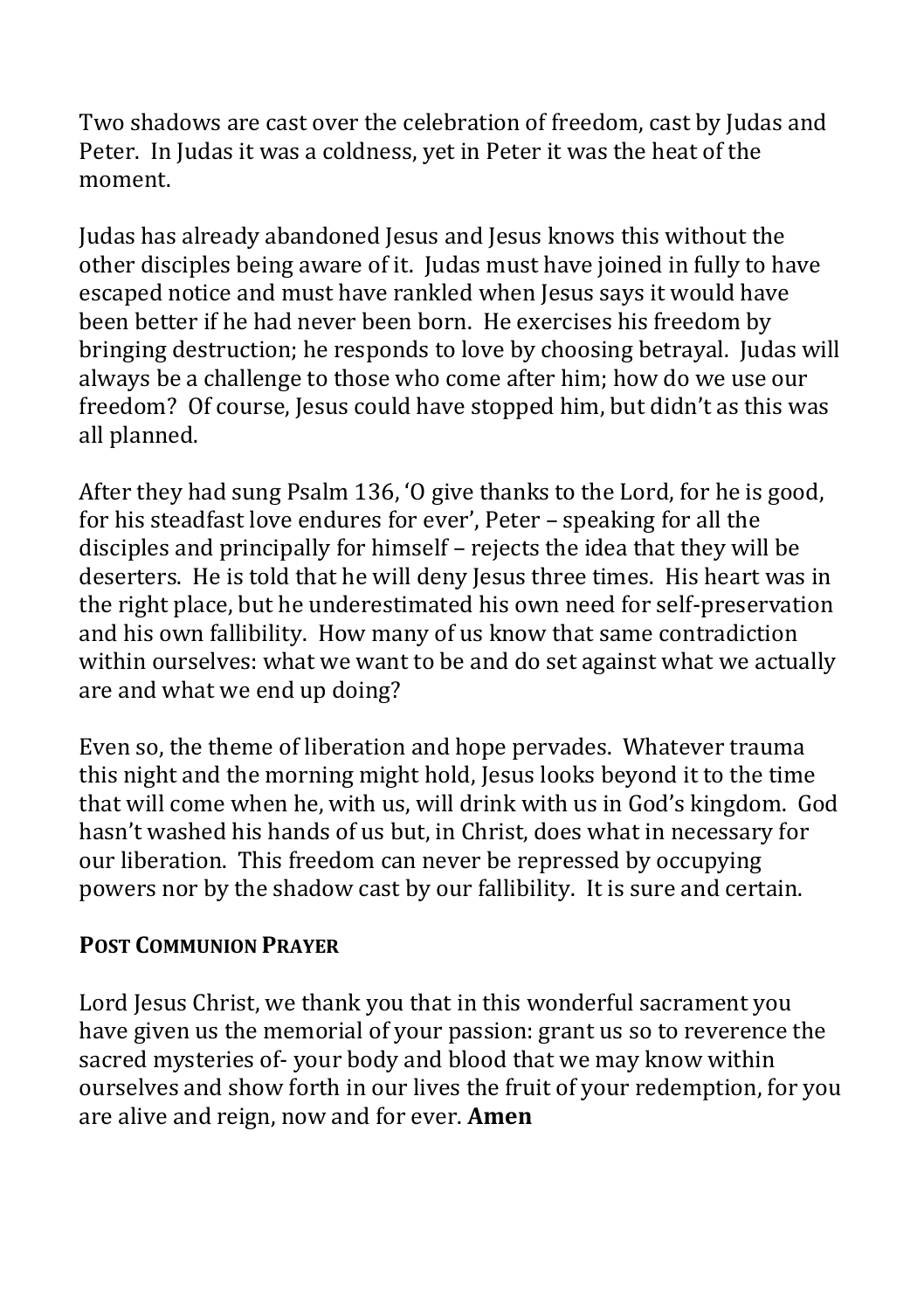Two shadows are cast over the celebration of freedom, cast by Judas and Peter. In Judas it was a coldness, yet in Peter it was the heat of the moment.

Judas has already abandoned Jesus and Jesus knows this without the other disciples being aware of it. Judas must have joined in fully to have escaped notice and must have rankled when Jesus says it would have been better if he had never been born. He exercises his freedom by bringing destruction; he responds to love by choosing betrayal. Judas will always be a challenge to those who come after him; how do we use our freedom? Of course, Jesus could have stopped him, but didn't as this was all planned.

After they had sung Psalm 136, 'O give thanks to the Lord, for he is good, for his steadfast love endures for ever', Peter – speaking for all the disciples and principally for himself – rejects the idea that they will be deserters. He is told that he will deny Jesus three times. His heart was in the right place, but he underestimated his own need for self-preservation and his own fallibility. How many of us know that same contradiction within ourselves: what we want to be and do set against what we actually are and what we end up doing?

Even so, the theme of liberation and hope pervades. Whatever trauma this night and the morning might hold, Jesus looks beyond it to the time that will come when he, with us, will drink with us in God's kingdom. God hasn't washed his hands of us but, in Christ, does what in necessary for our liberation. This freedom can never be repressed by occupying powers nor by the shadow cast by our fallibility. It is sure and certain.

**POST COMMUNION PRAYER**

Lord Jesus Christ, we thank you that in this wonderful sacrament you have given us the memorial of your passion: grant us so to reverence the sacred mysteries of- your body and blood that we may know within ourselves and show forth in our lives the fruit of your redemption, for you are alive and reign, now and for ever. **Amen**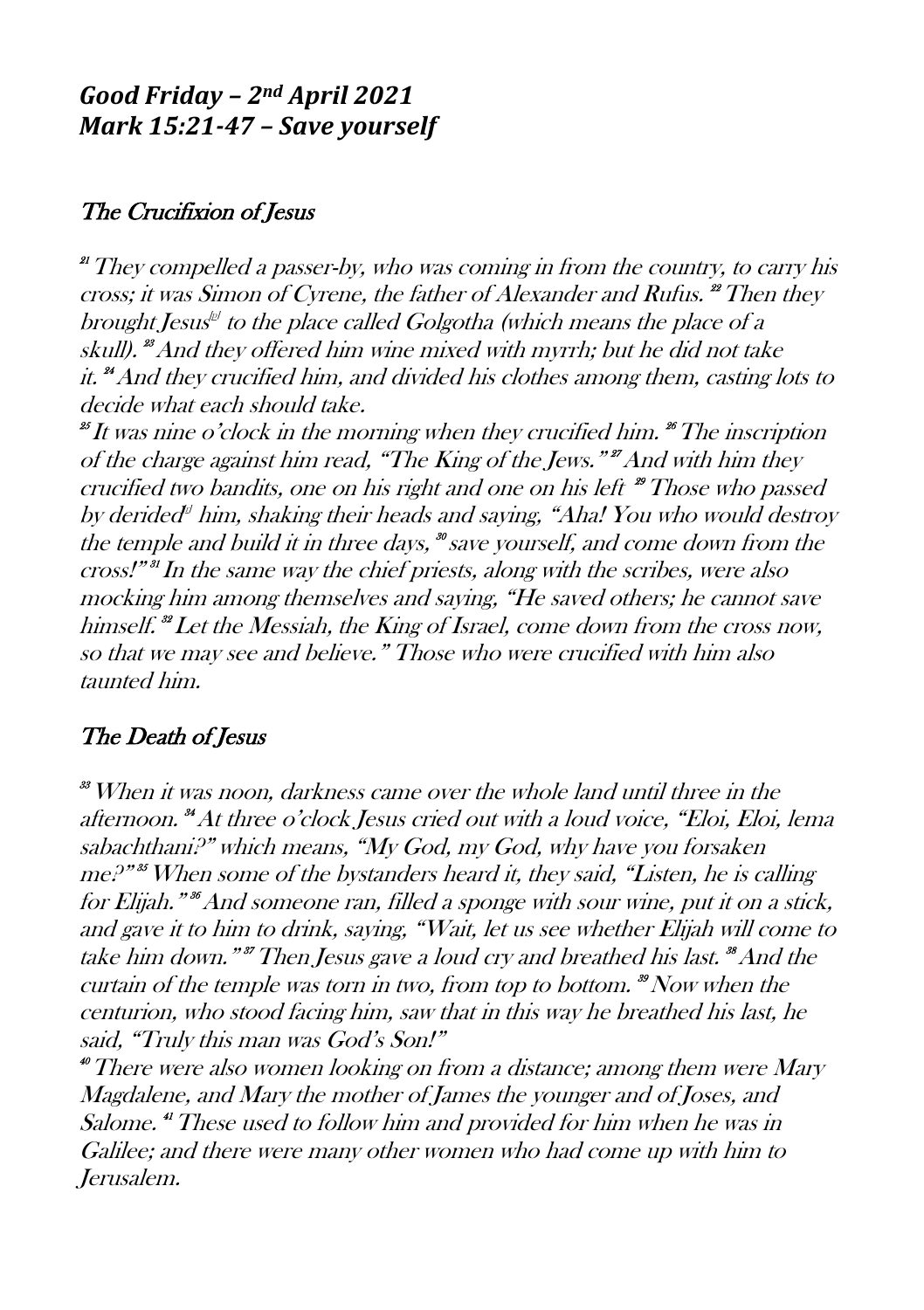## *Good Friday – 2nd April 2021*
## *Mark 15:21-47 – Save yourself*

### The Crucifixion of Jesus

*[21] They compelled a passer-by, who was coming in from the country, to carry his cross; it was Simon of Cyrene, the father of Alexander and Rufus. [22] Then they brought Jesus[a] to the place called Golgotha (which means the place of a skull). [23] And they offered him wine mixed with myrrh; but he did not take it. [24] And they crucified him, and divided his clothes among them, casting lots to decide what each should take.*

*[25] It was nine o'clock in the morning when they crucified him. [26] The inscription of the charge against him read, "The King of the Jews." [27] And with him they crucified two bandits, one on his right and one on his left [29] Those who passed by derided[c] him, shaking their heads and saying, "Aha! You who would destroy the temple and build it in three days, [30] save yourself, and come down from the cross!" [31] In the same way the chief priests, along with the scribes, were also mocking him among themselves and saying, "He saved others; he cannot save himself. [32] Let the Messiah, the King of Israel, come down from the cross now, so that we may see and believe." Those who were crucified with him also taunted him.*

### The Death of Jesus

*[33] When it was noon, darkness came over the whole land until three in the afternoon. [34] At three o'clock Jesus cried out with a loud voice, "Eloi, Eloi, lema sabachthani?" which means, "My God, my God, why have you forsaken me?" [35] When some of the bystanders heard it, they said, "Listen, he is calling for Elijah." [36] And someone ran, filled a sponge with sour wine, put it on a stick, and gave it to him to drink, saying, "Wait, let us see whether Elijah will come to take him down." [37] Then Jesus gave a loud cry and breathed his last. [38] And the curtain of the temple was torn in two, from top to bottom. [39] Now when the centurion, who stood facing him, saw that in this way he breathed his last, he said, "Truly this man was God's Son!"*

*[40] There were also women looking on from a distance; among them were Mary Magdalene, and Mary the mother of James the younger and of Joses, and Salome. [41] These used to follow him and provided for him when he was in Galilee; and there were many other women who had come up with him to Jerusalem.*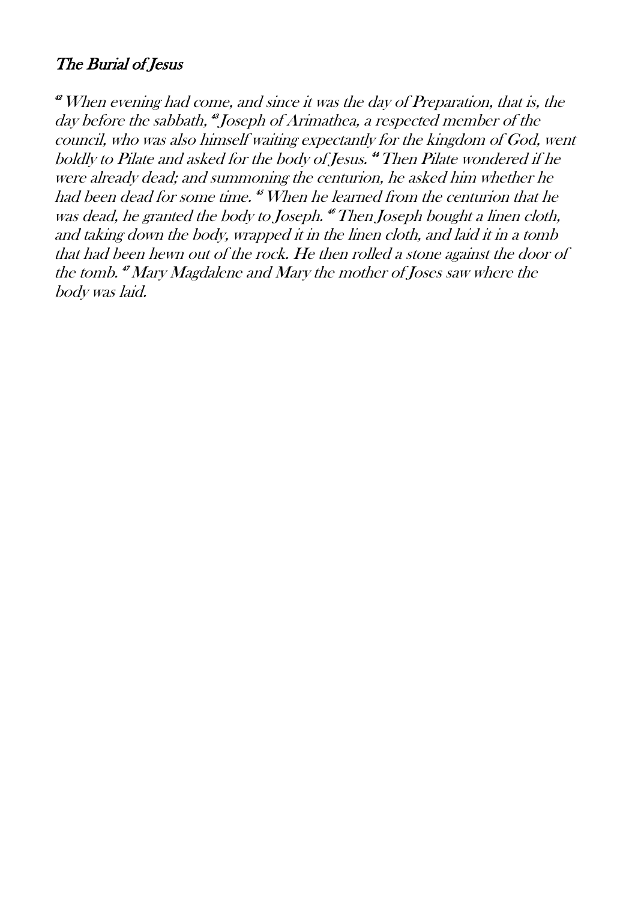## *The Burial of Jesus*

*[42] When evening had come, and since it was the day of Preparation, that is, the day before the sabbath, [43] Joseph of Arimathea, a respected member of the council, who was also himself waiting expectantly for the kingdom of God, went boldly to Pilate and asked for the body of Jesus. [44] Then Pilate wondered if he were already dead; and summoning the centurion, he asked him whether he had been dead for some time. [45] When he learned from the centurion that he was dead, he granted the body to Joseph. [46] Then Joseph bought a linen cloth, and taking down the body, wrapped it in the linen cloth, and laid it in a tomb that had been hewn out of the rock. He then rolled a stone against the door of the tomb. [47] Mary Magdalene and Mary the mother of Joses saw where the body was laid.*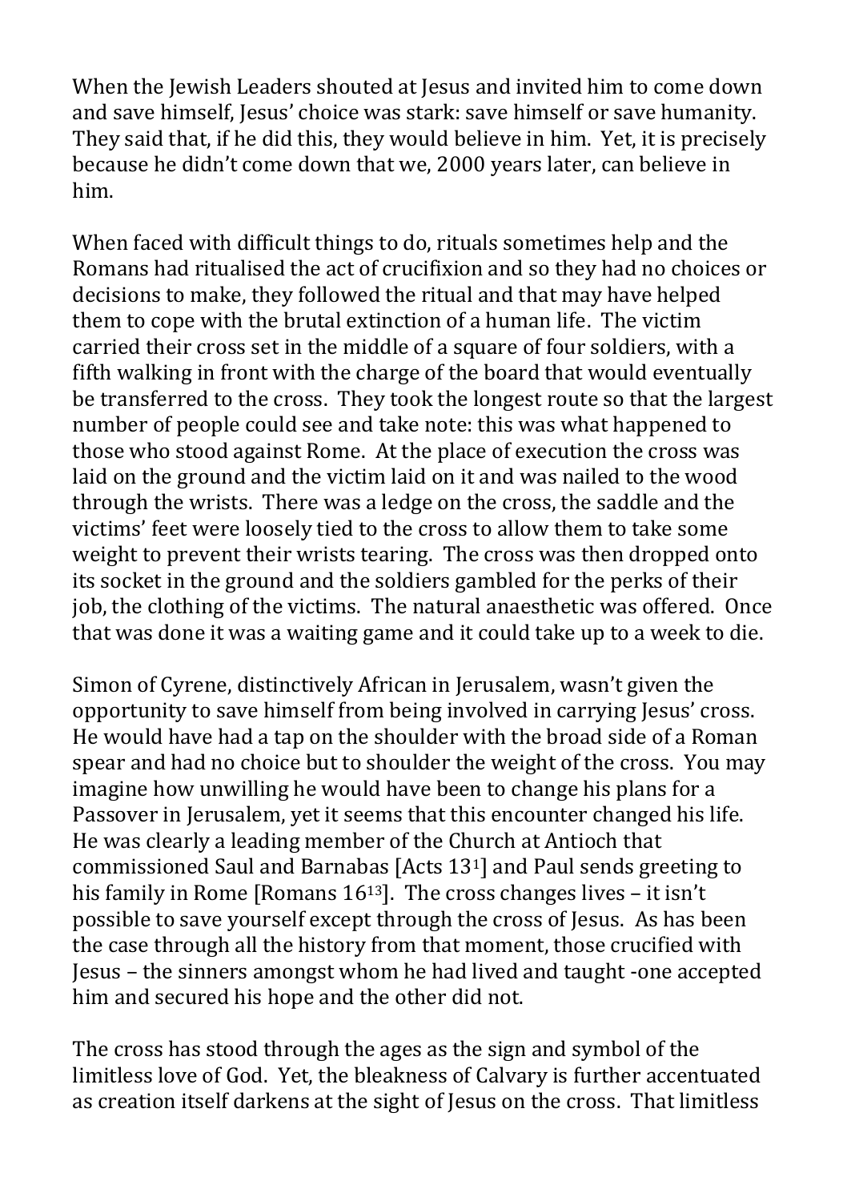When the Jewish Leaders shouted at Jesus and invited him to come down and save himself, Jesus' choice was stark: save himself or save humanity. They said that, if he did this, they would believe in him. Yet, it is precisely because he didn't come down that we, 2000 years later, can believe in him.

When faced with difficult things to do, rituals sometimes help and the Romans had ritualised the act of crucifixion and so they had no choices or decisions to make, they followed the ritual and that may have helped them to cope with the brutal extinction of a human life. The victim carried their cross set in the middle of a square of four soldiers, with a fifth walking in front with the charge of the board that would eventually be transferred to the cross. They took the longest route so that the largest number of people could see and take note: this was what happened to those who stood against Rome. At the place of execution the cross was laid on the ground and the victim laid on it and was nailed to the wood through the wrists. There was a ledge on the cross, the saddle and the victims' feet were loosely tied to the cross to allow them to take some weight to prevent their wrists tearing. The cross was then dropped onto its socket in the ground and the soldiers gambled for the perks of their job, the clothing of the victims. The natural anaesthetic was offered. Once that was done it was a waiting game and it could take up to a week to die.

Simon of Cyrene, distinctively African in Jerusalem, wasn't given the opportunity to save himself from being involved in carrying Jesus' cross. He would have had a tap on the shoulder with the broad side of a Roman spear and had no choice but to shoulder the weight of the cross. You may imagine how unwilling he would have been to change his plans for a Passover in Jerusalem, yet it seems that this encounter changed his life. He was clearly a leading member of the Church at Antioch that commissioned Saul and Barnabas [Acts 13[1]] and Paul sends greeting to his family in Rome [Romans 16[13]]. The cross changes lives – it isn't possible to save yourself except through the cross of Jesus. As has been the case through all the history from that moment, those crucified with Jesus – the sinners amongst whom he had lived and taught -one accepted him and secured his hope and the other did not.

The cross has stood through the ages as the sign and symbol of the limitless love of God. Yet, the bleakness of Calvary is further accentuated as creation itself darkens at the sight of Jesus on the cross. That limitless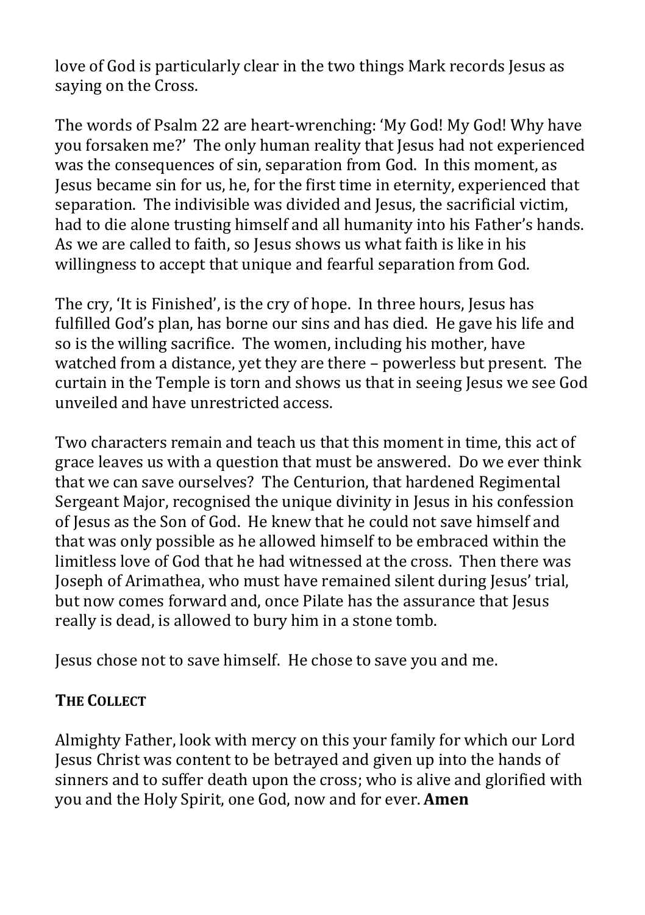love of God is particularly clear in the two things Mark records Jesus as saying on the Cross.

The words of Psalm 22 are heart-wrenching: 'My God! My God! Why have you forsaken me?' The only human reality that Jesus had not experienced was the consequences of sin, separation from God. In this moment, as Jesus became sin for us, he, for the first time in eternity, experienced that separation. The indivisible was divided and Jesus, the sacrificial victim, had to die alone trusting himself and all humanity into his Father's hands. As we are called to faith, so Jesus shows us what faith is like in his willingness to accept that unique and fearful separation from God.

The cry, 'It is Finished', is the cry of hope. In three hours, Jesus has fulfilled God's plan, has borne our sins and has died. He gave his life and so is the willing sacrifice. The women, including his mother, have watched from a distance, yet they are there – powerless but present. The curtain in the Temple is torn and shows us that in seeing Jesus we see God unveiled and have unrestricted access.

Two characters remain and teach us that this moment in time, this act of grace leaves us with a question that must be answered. Do we ever think that we can save ourselves? The Centurion, that hardened Regimental Sergeant Major, recognised the unique divinity in Jesus in his confession of Jesus as the Son of God. He knew that he could not save himself and that was only possible as he allowed himself to be embraced within the limitless love of God that he had witnessed at the cross. Then there was Joseph of Arimathea, who must have remained silent during Jesus' trial, but now comes forward and, once Pilate has the assurance that Jesus really is dead, is allowed to bury him in a stone tomb.

Jesus chose not to save himself. He chose to save you and me.

**THE COLLECT**

Almighty Father, look with mercy on this your family for which our Lord Jesus Christ was content to be betrayed and given up into the hands of sinners and to suffer death upon the cross; who is alive and glorified with you and the Holy Spirit, one God, now and for ever. **Amen**